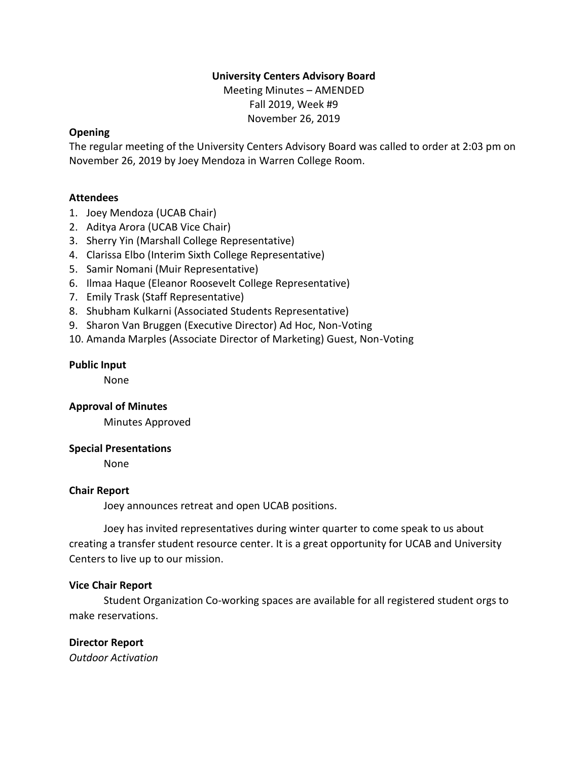**University Centers Advisory Board**

Meeting Minutes – AMENDED

Fall 2019, Week #9

November 26, 2019

**Opening**

The regular meeting of the University Centers Advisory Board was called to order at 2:03 pm on November 26, 2019 by Joey Mendoza in Warren College Room.

**Attendees**

1. Joey Mendoza (UCAB Chair)
2. Aditya Arora (UCAB Vice Chair)
3. Sherry Yin (Marshall College Representative)
4. Clarissa Elbo (Interim Sixth College Representative)
5. Samir Nomani (Muir Representative)
6. Ilmaa Haque (Eleanor Roosevelt College Representative)
7. Emily Trask (Staff Representative)
8. Shubham Kulkarni (Associated Students Representative)
9. Sharon Van Bruggen (Executive Director) Ad Hoc, Non-Voting
10. Amanda Marples (Associate Director of Marketing) Guest, Non-Voting

**Public Input**

None

**Approval of Minutes**

Minutes Approved

**Special Presentations**

None

**Chair Report**

Joey announces retreat and open UCAB positions.

Joey has invited representatives during winter quarter to come speak to us about creating a transfer student resource center. It is a great opportunity for UCAB and University Centers to live up to our mission.

**Vice Chair Report**

Student Organization Co-working spaces are available for all registered student orgs to make reservations.

**Director Report**

*Outdoor Activation*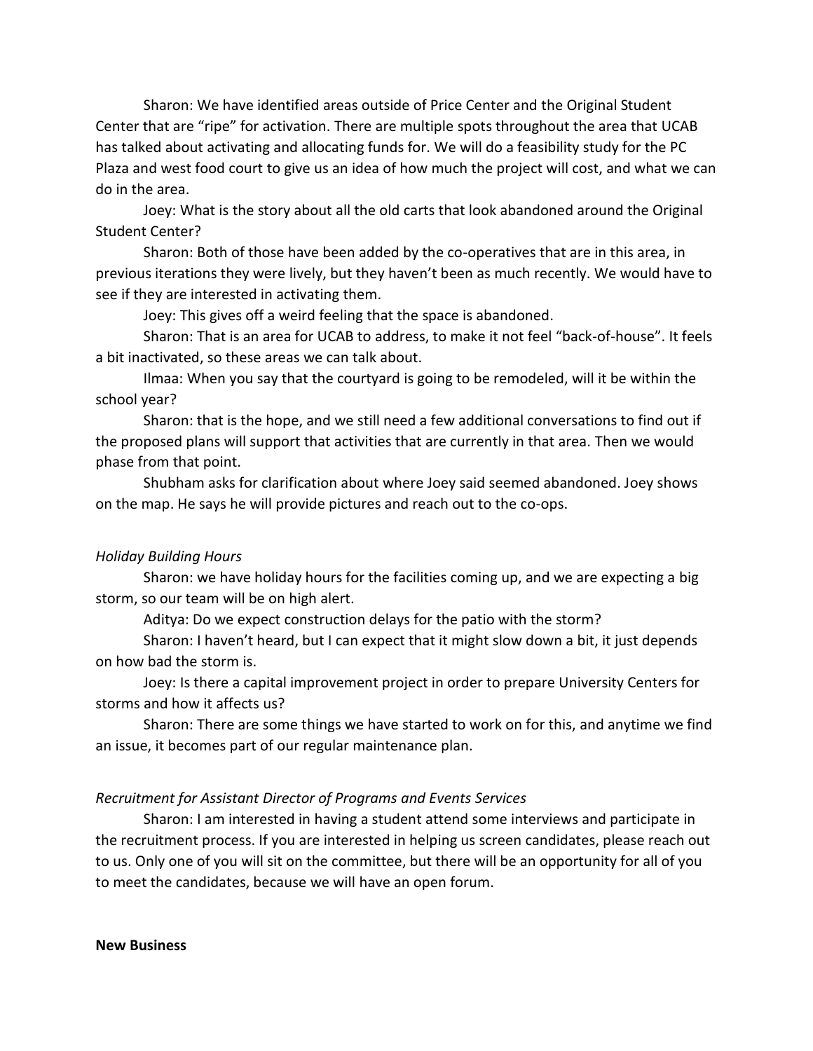Sharon: We have identified areas outside of Price Center and the Original Student Center that are "ripe" for activation. There are multiple spots throughout the area that UCAB has talked about activating and allocating funds for. We will do a feasibility study for the PC Plaza and west food court to give us an idea of how much the project will cost, and what we can do in the area.

Joey: What is the story about all the old carts that look abandoned around the Original Student Center?

Sharon: Both of those have been added by the co-operatives that are in this area, in previous iterations they were lively, but they haven't been as much recently. We would have to see if they are interested in activating them.

Joey: This gives off a weird feeling that the space is abandoned.

Sharon: That is an area for UCAB to address, to make it not feel "back-of-house". It feels a bit inactivated, so these areas we can talk about.

Ilmaa: When you say that the courtyard is going to be remodeled, will it be within the school year?

Sharon: that is the hope, and we still need a few additional conversations to find out if the proposed plans will support that activities that are currently in that area. Then we would phase from that point.

Shubham asks for clarification about where Joey said seemed abandoned. Joey shows on the map. He says he will provide pictures and reach out to the co-ops.

*Holiday Building Hours*

Sharon: we have holiday hours for the facilities coming up, and we are expecting a big storm, so our team will be on high alert.

Aditya: Do we expect construction delays for the patio with the storm?

Sharon: I haven't heard, but I can expect that it might slow down a bit, it just depends on how bad the storm is.

Joey: Is there a capital improvement project in order to prepare University Centers for storms and how it affects us?

Sharon: There are some things we have started to work on for this, and anytime we find an issue, it becomes part of our regular maintenance plan.

*Recruitment for Assistant Director of Programs and Events Services*

Sharon: I am interested in having a student attend some interviews and participate in the recruitment process. If you are interested in helping us screen candidates, please reach out to us. Only one of you will sit on the committee, but there will be an opportunity for all of you to meet the candidates, because we will have an open forum.

**New Business**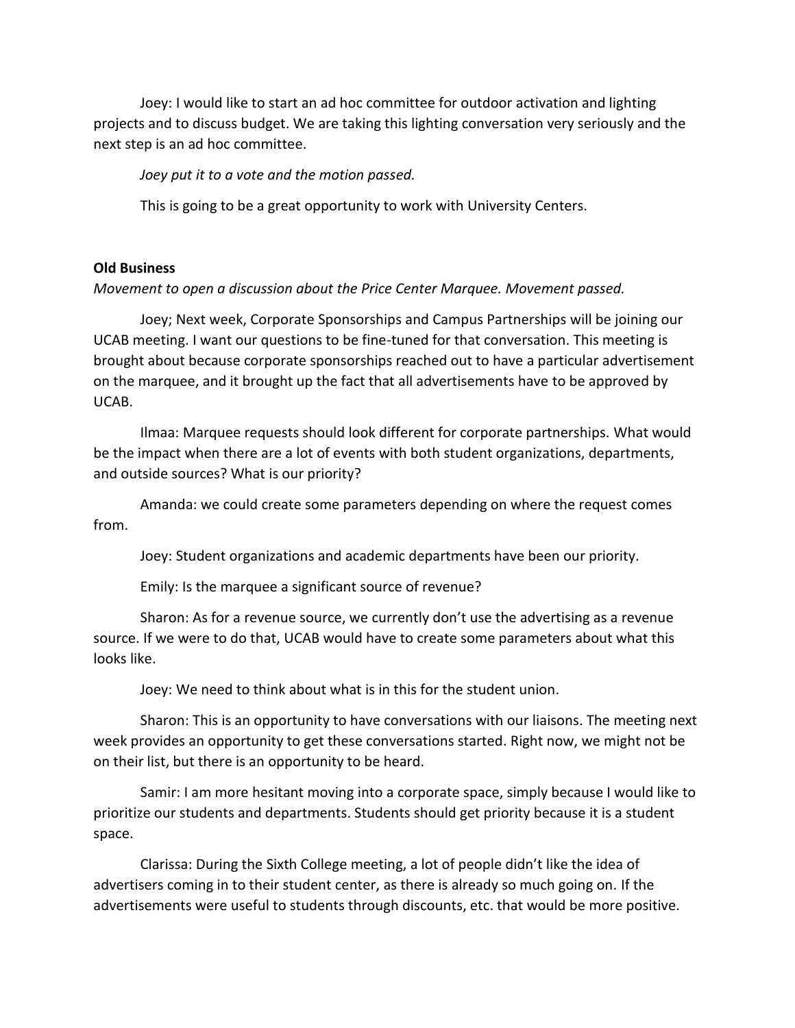Joey: I would like to start an ad hoc committee for outdoor activation and lighting projects and to discuss budget. We are taking this lighting conversation very seriously and the next step is an ad hoc committee.

*Joey put it to a vote and the motion passed.*

This is going to be a great opportunity to work with University Centers.

**Old Business**

*Movement to open a discussion about the Price Center Marquee. Movement passed.*

Joey; Next week, Corporate Sponsorships and Campus Partnerships will be joining our UCAB meeting. I want our questions to be fine-tuned for that conversation. This meeting is brought about because corporate sponsorships reached out to have a particular advertisement on the marquee, and it brought up the fact that all advertisements have to be approved by UCAB.

Ilmaa: Marquee requests should look different for corporate partnerships. What would be the impact when there are a lot of events with both student organizations, departments, and outside sources? What is our priority?

Amanda: we could create some parameters depending on where the request comes from.

Joey: Student organizations and academic departments have been our priority.

Emily: Is the marquee a significant source of revenue?

Sharon: As for a revenue source, we currently don't use the advertising as a revenue source. If we were to do that, UCAB would have to create some parameters about what this looks like.

Joey: We need to think about what is in this for the student union.

Sharon: This is an opportunity to have conversations with our liaisons. The meeting next week provides an opportunity to get these conversations started. Right now, we might not be on their list, but there is an opportunity to be heard.

Samir: I am more hesitant moving into a corporate space, simply because I would like to prioritize our students and departments. Students should get priority because it is a student space.

Clarissa: During the Sixth College meeting, a lot of people didn't like the idea of advertisers coming in to their student center, as there is already so much going on. If the advertisements were useful to students through discounts, etc. that would be more positive.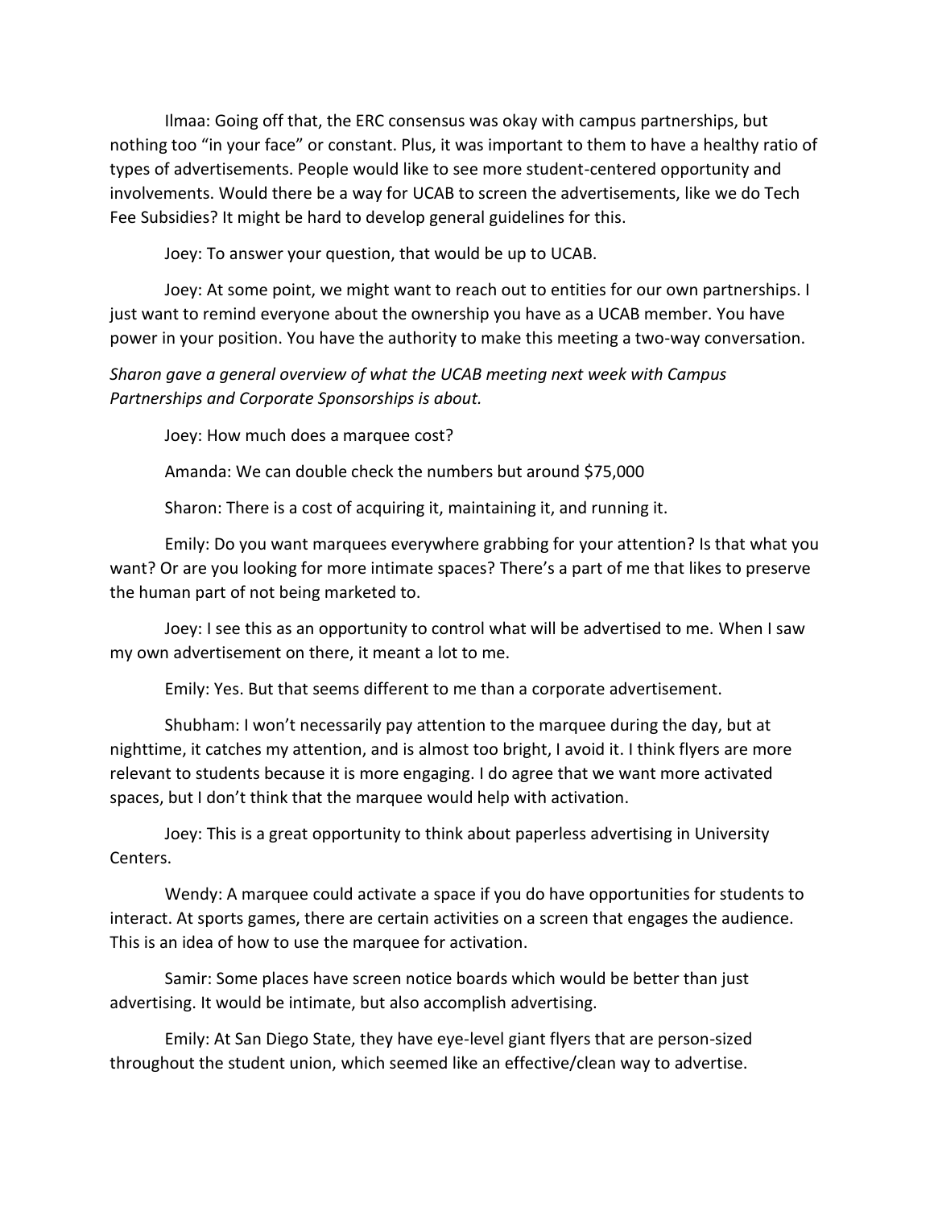Ilmaa: Going off that, the ERC consensus was okay with campus partnerships, but nothing too "in your face" or constant. Plus, it was important to them to have a healthy ratio of types of advertisements. People would like to see more student-centered opportunity and involvements. Would there be a way for UCAB to screen the advertisements, like we do Tech Fee Subsidies? It might be hard to develop general guidelines for this.

Joey: To answer your question, that would be up to UCAB.

Joey: At some point, we might want to reach out to entities for our own partnerships. I just want to remind everyone about the ownership you have as a UCAB member. You have power in your position. You have the authority to make this meeting a two-way conversation.

*Sharon gave a general overview of what the UCAB meeting next week with Campus Partnerships and Corporate Sponsorships is about.*

Joey: How much does a marquee cost?

Amanda: We can double check the numbers but around $75,000

Sharon: There is a cost of acquiring it, maintaining it, and running it.

Emily: Do you want marquees everywhere grabbing for your attention? Is that what you want? Or are you looking for more intimate spaces? There's a part of me that likes to preserve the human part of not being marketed to.

Joey: I see this as an opportunity to control what will be advertised to me. When I saw my own advertisement on there, it meant a lot to me.

Emily: Yes. But that seems different to me than a corporate advertisement.

Shubham: I won't necessarily pay attention to the marquee during the day, but at nighttime, it catches my attention, and is almost too bright, I avoid it. I think flyers are more relevant to students because it is more engaging. I do agree that we want more activated spaces, but I don't think that the marquee would help with activation.

Joey: This is a great opportunity to think about paperless advertising in University Centers.

Wendy: A marquee could activate a space if you do have opportunities for students to interact. At sports games, there are certain activities on a screen that engages the audience. This is an idea of how to use the marquee for activation.

Samir: Some places have screen notice boards which would be better than just advertising. It would be intimate, but also accomplish advertising.

Emily: At San Diego State, they have eye-level giant flyers that are person-sized throughout the student union, which seemed like an effective/clean way to advertise.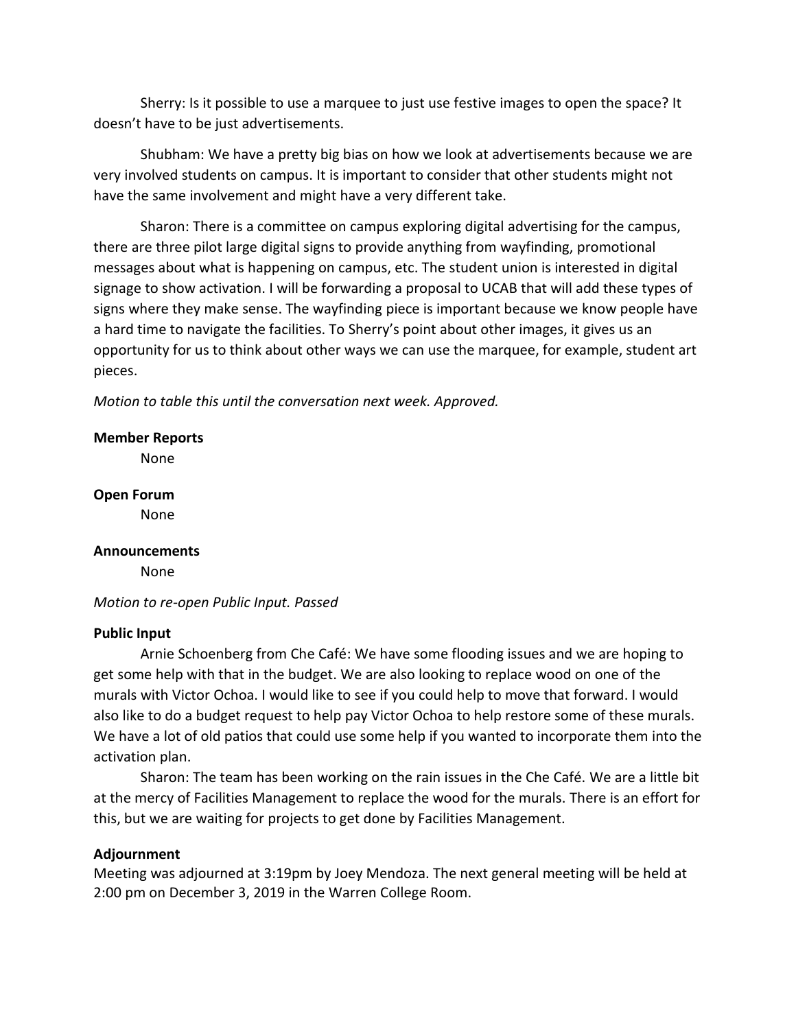Sherry: Is it possible to use a marquee to just use festive images to open the space? It doesn't have to be just advertisements.

Shubham: We have a pretty big bias on how we look at advertisements because we are very involved students on campus. It is important to consider that other students might not have the same involvement and might have a very different take.

Sharon: There is a committee on campus exploring digital advertising for the campus, there are three pilot large digital signs to provide anything from wayfinding, promotional messages about what is happening on campus, etc. The student union is interested in digital signage to show activation. I will be forwarding a proposal to UCAB that will add these types of signs where they make sense. The wayfinding piece is important because we know people have a hard time to navigate the facilities. To Sherry's point about other images, it gives us an opportunity for us to think about other ways we can use the marquee, for example, student art pieces.

*Motion to table this until the conversation next week. Approved.*

**Member Reports**

None

**Open Forum**

None

**Announcements**

None

*Motion to re-open Public Input. Passed*

**Public Input**

Arnie Schoenberg from Che Café: We have some flooding issues and we are hoping to get some help with that in the budget. We are also looking to replace wood on one of the murals with Victor Ochoa. I would like to see if you could help to move that forward. I would also like to do a budget request to help pay Victor Ochoa to help restore some of these murals. We have a lot of old patios that could use some help if you wanted to incorporate them into the activation plan.

Sharon: The team has been working on the rain issues in the Che Café. We are a little bit at the mercy of Facilities Management to replace the wood for the murals. There is an effort for this, but we are waiting for projects to get done by Facilities Management.

**Adjournment**

Meeting was adjourned at 3:19pm by Joey Mendoza. The next general meeting will be held at 2:00 pm on December 3, 2019 in the Warren College Room.